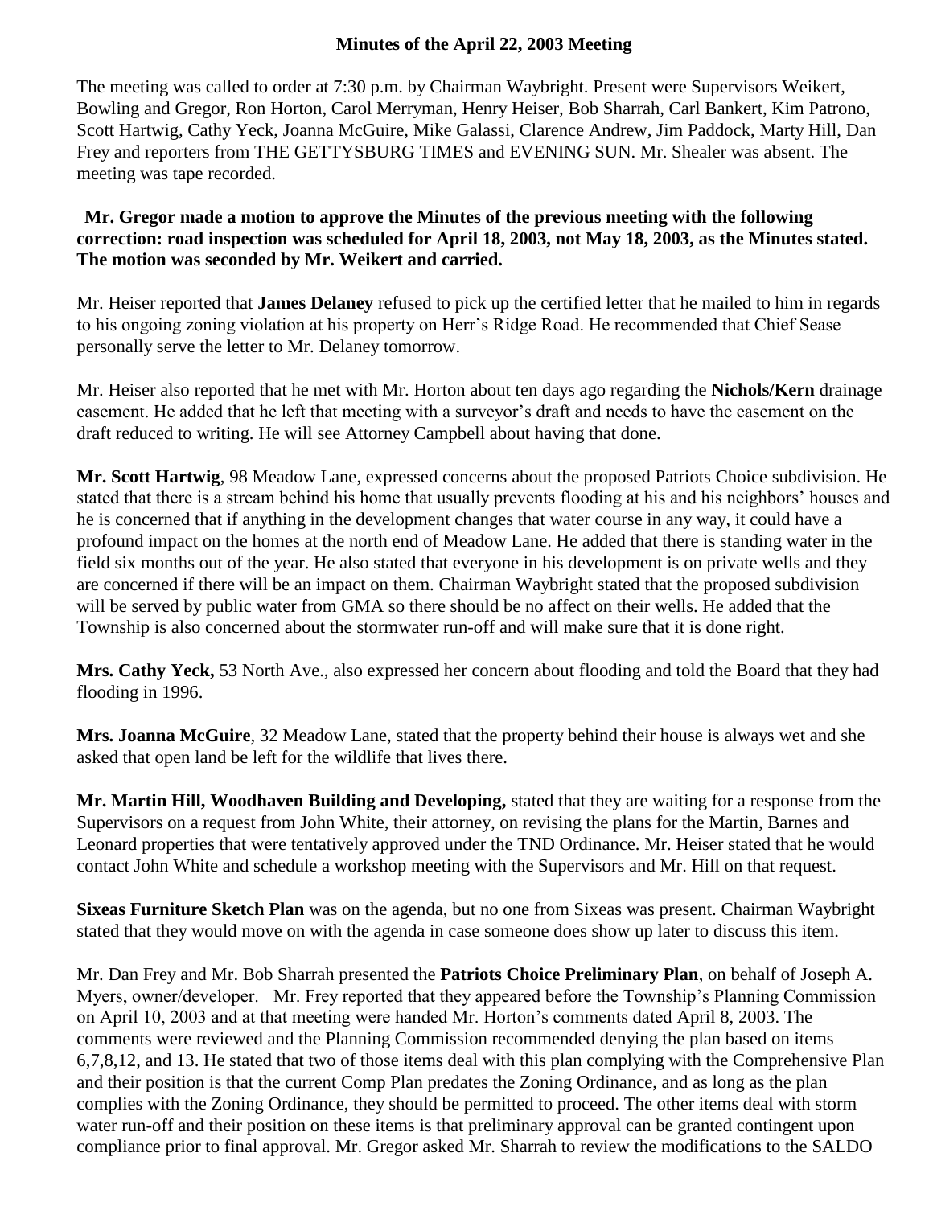# Minutes of the April 22, 2003 Meeting

The meeting was called to order at 7:30 p.m. by Chairman Waybright. Present were Supervisors Weikert, Bowling and Gregor, Ron Horton, Carol Merryman, Henry Heiser, Bob Sharrah, Carl Bankert, Kim Patrono, Scott Hartwig, Cathy Yeck, Joanna McGuire, Mike Galassi, Clarence Andrew, Jim Paddock, Marty Hill, Dan Frey and reporters from THE GETTYSBURG TIMES and EVENING SUN. Mr. Shealer was absent. The meeting was tape recorded.

**Mr. Gregor made a motion to approve the Minutes of the previous meeting with the following correction: road inspection was scheduled for April 18, 2003, not May 18, 2003, as the Minutes stated. The motion was seconded by Mr. Weikert and carried.**

Mr. Heiser reported that **James Delaney** refused to pick up the certified letter that he mailed to him in regards to his ongoing zoning violation at his property on Herr's Ridge Road. He recommended that Chief Sease personally serve the letter to Mr. Delaney tomorrow.

Mr. Heiser also reported that he met with Mr. Horton about ten days ago regarding the **Nichols/Kern** drainage easement. He added that he left that meeting with a surveyor's draft and needs to have the easement on the draft reduced to writing. He will see Attorney Campbell about having that done.

**Mr. Scott Hartwig**, 98 Meadow Lane, expressed concerns about the proposed Patriots Choice subdivision. He stated that there is a stream behind his home that usually prevents flooding at his and his neighbors' houses and he is concerned that if anything in the development changes that water course in any way, it could have a profound impact on the homes at the north end of Meadow Lane. He added that there is standing water in the field six months out of the year. He also stated that everyone in his development is on private wells and they are concerned if there will be an impact on them. Chairman Waybright stated that the proposed subdivision will be served by public water from GMA so there should be no affect on their wells. He added that the Township is also concerned about the stormwater run-off and will make sure that it is done right.

**Mrs. Cathy Yeck,** 53 North Ave., also expressed her concern about flooding and told the Board that they had flooding in 1996.

**Mrs. Joanna McGuire**, 32 Meadow Lane, stated that the property behind their house is always wet and she asked that open land be left for the wildlife that lives there.

**Mr. Martin Hill, Woodhaven Building and Developing,** stated that they are waiting for a response from the Supervisors on a request from John White, their attorney, on revising the plans for the Martin, Barnes and Leonard properties that were tentatively approved under the TND Ordinance. Mr. Heiser stated that he would contact John White and schedule a workshop meeting with the Supervisors and Mr. Hill on that request.

**Sixeas Furniture Sketch Plan** was on the agenda, but no one from Sixeas was present. Chairman Waybright stated that they would move on with the agenda in case someone does show up later to discuss this item.

Mr. Dan Frey and Mr. Bob Sharrah presented the **Patriots Choice Preliminary Plan**, on behalf of Joseph A. Myers, owner/developer. Mr. Frey reported that they appeared before the Township's Planning Commission on April 10, 2003 and at that meeting were handed Mr. Horton's comments dated April 8, 2003. The comments were reviewed and the Planning Commission recommended denying the plan based on items 6,7,8,12, and 13. He stated that two of those items deal with this plan complying with the Comprehensive Plan and their position is that the current Comp Plan predates the Zoning Ordinance, and as long as the plan complies with the Zoning Ordinance, they should be permitted to proceed. The other items deal with storm water run-off and their position on these items is that preliminary approval can be granted contingent upon compliance prior to final approval. Mr. Gregor asked Mr. Sharrah to review the modifications to the SALDO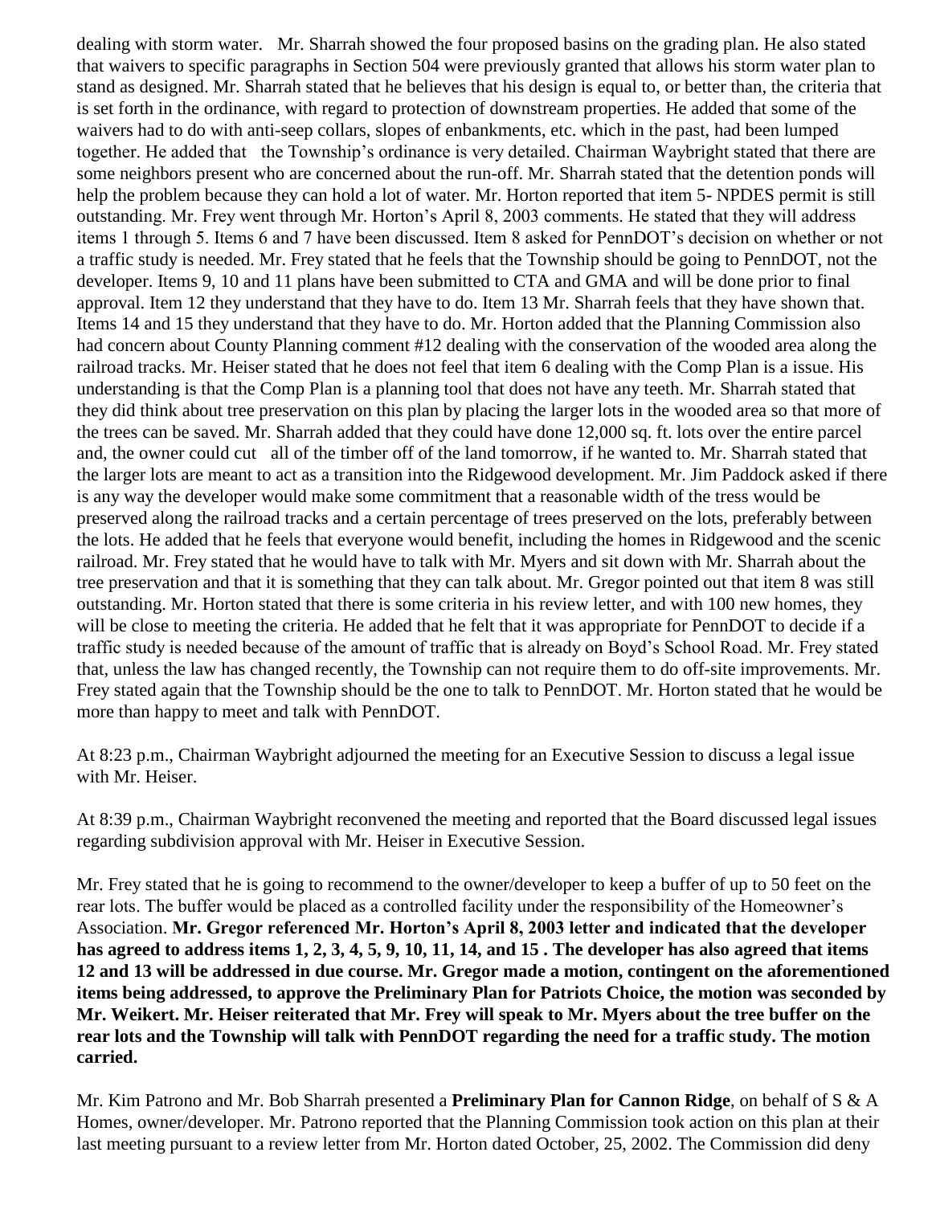dealing with storm water. Mr. Sharrah showed the four proposed basins on the grading plan. He also stated that waivers to specific paragraphs in Section 504 were previously granted that allows his storm water plan to stand as designed. Mr. Sharrah stated that he believes that his design is equal to, or better than, the criteria that is set forth in the ordinance, with regard to protection of downstream properties. He added that some of the waivers had to do with anti-seep collars, slopes of enbankments, etc. which in the past, had been lumped together. He added that the Township's ordinance is very detailed. Chairman Waybright stated that there are some neighbors present who are concerned about the run-off. Mr. Sharrah stated that the detention ponds will help the problem because they can hold a lot of water. Mr. Horton reported that item 5- NPDES permit is still outstanding. Mr. Frey went through Mr. Horton's April 8, 2003 comments. He stated that they will address items 1 through 5. Items 6 and 7 have been discussed. Item 8 asked for PennDOT's decision on whether or not a traffic study is needed. Mr. Frey stated that he feels that the Township should be going to PennDOT, not the developer. Items 9, 10 and 11 plans have been submitted to CTA and GMA and will be done prior to final approval. Item 12 they understand that they have to do. Item 13 Mr. Sharrah feels that they have shown that. Items 14 and 15 they understand that they have to do. Mr. Horton added that the Planning Commission also had concern about County Planning comment #12 dealing with the conservation of the wooded area along the railroad tracks. Mr. Heiser stated that he does not feel that item 6 dealing with the Comp Plan is a issue. His understanding is that the Comp Plan is a planning tool that does not have any teeth. Mr. Sharrah stated that they did think about tree preservation on this plan by placing the larger lots in the wooded area so that more of the trees can be saved. Mr. Sharrah added that they could have done 12,000 sq. ft. lots over the entire parcel and, the owner could cut all of the timber off of the land tomorrow, if he wanted to. Mr. Sharrah stated that the larger lots are meant to act as a transition into the Ridgewood development. Mr. Jim Paddock asked if there is any way the developer would make some commitment that a reasonable width of the tress would be preserved along the railroad tracks and a certain percentage of trees preserved on the lots, preferably between the lots. He added that he feels that everyone would benefit, including the homes in Ridgewood and the scenic railroad. Mr. Frey stated that he would have to talk with Mr. Myers and sit down with Mr. Sharrah about the tree preservation and that it is something that they can talk about. Mr. Gregor pointed out that item 8 was still outstanding. Mr. Horton stated that there is some criteria in his review letter, and with 100 new homes, they will be close to meeting the criteria. He added that he felt that it was appropriate for PennDOT to decide if a traffic study is needed because of the amount of traffic that is already on Boyd's School Road. Mr. Frey stated that, unless the law has changed recently, the Township can not require them to do off-site improvements. Mr. Frey stated again that the Township should be the one to talk to PennDOT. Mr. Horton stated that he would be more than happy to meet and talk with PennDOT.

At 8:23 p.m., Chairman Waybright adjourned the meeting for an Executive Session to discuss a legal issue with Mr. Heiser.

At 8:39 p.m., Chairman Waybright reconvened the meeting and reported that the Board discussed legal issues regarding subdivision approval with Mr. Heiser in Executive Session.

Mr. Frey stated that he is going to recommend to the owner/developer to keep a buffer of up to 50 feet on the rear lots. The buffer would be placed as a controlled facility under the responsibility of the Homeowner's Association. **Mr. Gregor referenced Mr. Horton's April 8, 2003 letter and indicated that the developer has agreed to address items 1, 2, 3, 4, 5, 9, 10, 11, 14, and 15 . The developer has also agreed that items 12 and 13 will be addressed in due course. Mr. Gregor made a motion, contingent on the aforementioned items being addressed, to approve the Preliminary Plan for Patriots Choice, the motion was seconded by Mr. Weikert. Mr. Heiser reiterated that Mr. Frey will speak to Mr. Myers about the tree buffer on the rear lots and the Township will talk with PennDOT regarding the need for a traffic study. The motion carried.**

Mr. Kim Patrono and Mr. Bob Sharrah presented a **Preliminary Plan for Cannon Ridge**, on behalf of S & A Homes, owner/developer. Mr. Patrono reported that the Planning Commission took action on this plan at their last meeting pursuant to a review letter from Mr. Horton dated October, 25, 2002. The Commission did deny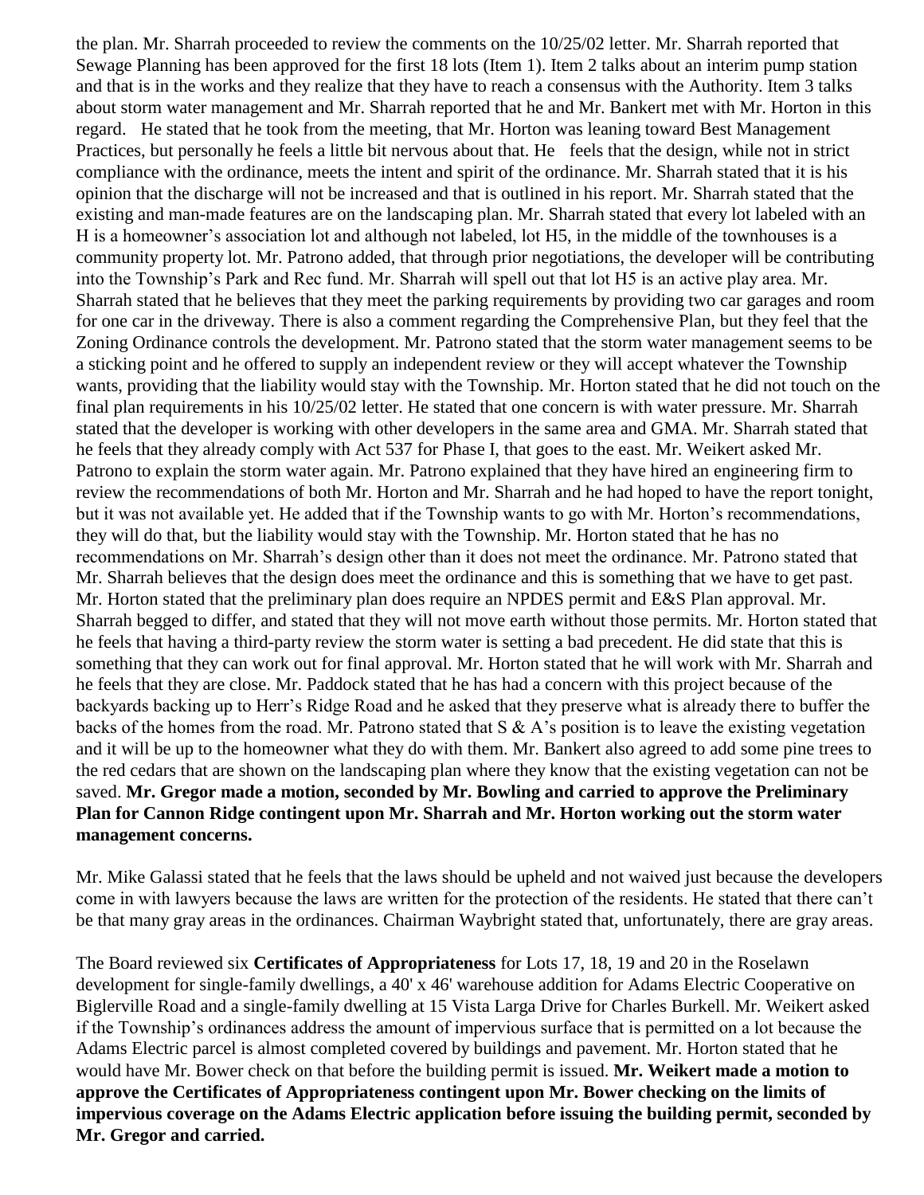the plan. Mr. Sharrah proceeded to review the comments on the 10/25/02 letter. Mr. Sharrah reported that Sewage Planning has been approved for the first 18 lots (Item 1). Item 2 talks about an interim pump station and that is in the works and they realize that they have to reach a consensus with the Authority. Item 3 talks about storm water management and Mr. Sharrah reported that he and Mr. Bankert met with Mr. Horton in this regard. He stated that he took from the meeting, that Mr. Horton was leaning toward Best Management Practices, but personally he feels a little bit nervous about that. He feels that the design, while not in strict compliance with the ordinance, meets the intent and spirit of the ordinance. Mr. Sharrah stated that it is his opinion that the discharge will not be increased and that is outlined in his report. Mr. Sharrah stated that the existing and man-made features are on the landscaping plan. Mr. Sharrah stated that every lot labeled with an H is a homeowner's association lot and although not labeled, lot H5, in the middle of the townhouses is a community property lot. Mr. Patrono added, that through prior negotiations, the developer will be contributing into the Township's Park and Rec fund. Mr. Sharrah will spell out that lot H5 is an active play area. Mr. Sharrah stated that he believes that they meet the parking requirements by providing two car garages and room for one car in the driveway. There is also a comment regarding the Comprehensive Plan, but they feel that the Zoning Ordinance controls the development. Mr. Patrono stated that the storm water management seems to be a sticking point and he offered to supply an independent review or they will accept whatever the Township wants, providing that the liability would stay with the Township. Mr. Horton stated that he did not touch on the final plan requirements in his 10/25/02 letter. He stated that one concern is with water pressure. Mr. Sharrah stated that the developer is working with other developers in the same area and GMA. Mr. Sharrah stated that he feels that they already comply with Act 537 for Phase I, that goes to the east. Mr. Weikert asked Mr. Patrono to explain the storm water again. Mr. Patrono explained that they have hired an engineering firm to review the recommendations of both Mr. Horton and Mr. Sharrah and he had hoped to have the report tonight, but it was not available yet. He added that if the Township wants to go with Mr. Horton's recommendations, they will do that, but the liability would stay with the Township. Mr. Horton stated that he has no recommendations on Mr. Sharrah's design other than it does not meet the ordinance. Mr. Patrono stated that Mr. Sharrah believes that the design does meet the ordinance and this is something that we have to get past. Mr. Horton stated that the preliminary plan does require an NPDES permit and E&S Plan approval. Mr. Sharrah begged to differ, and stated that they will not move earth without those permits. Mr. Horton stated that he feels that having a third-party review the storm water is setting a bad precedent. He did state that this is something that they can work out for final approval. Mr. Horton stated that he will work with Mr. Sharrah and he feels that they are close. Mr. Paddock stated that he has had a concern with this project because of the backyards backing up to Herr's Ridge Road and he asked that they preserve what is already there to buffer the backs of the homes from the road. Mr. Patrono stated that S & A's position is to leave the existing vegetation and it will be up to the homeowner what they do with them. Mr. Bankert also agreed to add some pine trees to the red cedars that are shown on the landscaping plan where they know that the existing vegetation can not be saved. **Mr. Gregor made a motion, seconded by Mr. Bowling and carried to approve the Preliminary Plan for Cannon Ridge contingent upon Mr. Sharrah and Mr. Horton working out the storm water management concerns.**

Mr. Mike Galassi stated that he feels that the laws should be upheld and not waived just because the developers come in with lawyers because the laws are written for the protection of the residents. He stated that there can't be that many gray areas in the ordinances. Chairman Waybright stated that, unfortunately, there are gray areas.

The Board reviewed six **Certificates of Appropriateness** for Lots 17, 18, 19 and 20 in the Roselawn development for single-family dwellings, a 40' x 46' warehouse addition for Adams Electric Cooperative on Biglerville Road and a single-family dwelling at 15 Vista Larga Drive for Charles Burkell. Mr. Weikert asked if the Township's ordinances address the amount of impervious surface that is permitted on a lot because the Adams Electric parcel is almost completed covered by buildings and pavement. Mr. Horton stated that he would have Mr. Bower check on that before the building permit is issued. **Mr. Weikert made a motion to approve the Certificates of Appropriateness contingent upon Mr. Bower checking on the limits of impervious coverage on the Adams Electric application before issuing the building permit, seconded by Mr. Gregor and carried.**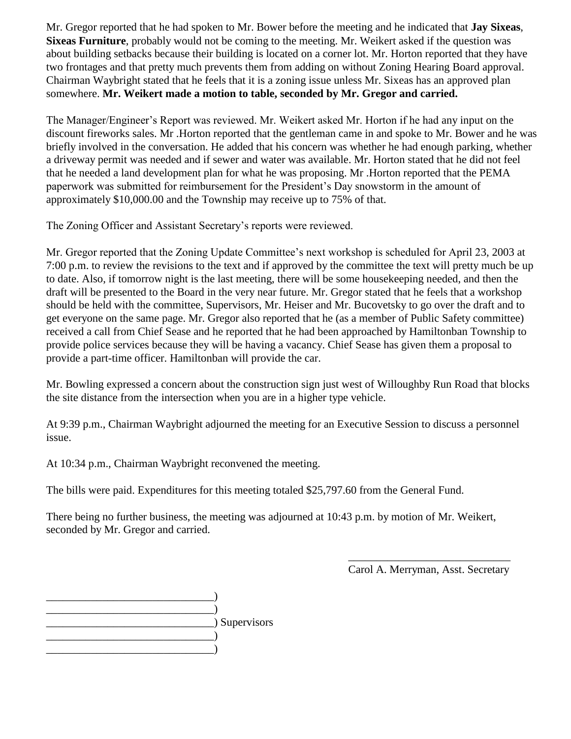Mr. Gregor reported that he had spoken to Mr. Bower before the meeting and he indicated that **Jay Sixeas**, **Sixeas Furniture**, probably would not be coming to the meeting. Mr. Weikert asked if the question was about building setbacks because their building is located on a corner lot. Mr. Horton reported that they have two frontages and that pretty much prevents them from adding on without Zoning Hearing Board approval. Chairman Waybright stated that he feels that it is a zoning issue unless Mr. Sixeas has an approved plan somewhere. **Mr. Weikert made a motion to table, seconded by Mr. Gregor and carried.**

The Manager/Engineer's Report was reviewed. Mr. Weikert asked Mr. Horton if he had any input on the discount fireworks sales. Mr .Horton reported that the gentleman came in and spoke to Mr. Bower and he was briefly involved in the conversation. He added that his concern was whether he had enough parking, whether a driveway permit was needed and if sewer and water was available. Mr. Horton stated that he did not feel that he needed a land development plan for what he was proposing. Mr .Horton reported that the PEMA paperwork was submitted for reimbursement for the President's Day snowstorm in the amount of approximately $10,000.00 and the Township may receive up to 75% of that.

The Zoning Officer and Assistant Secretary's reports were reviewed.

Mr. Gregor reported that the Zoning Update Committee's next workshop is scheduled for April 23, 2003 at 7:00 p.m. to review the revisions to the text and if approved by the committee the text will pretty much be up to date. Also, if tomorrow night is the last meeting, there will be some housekeeping needed, and then the draft will be presented to the Board in the very near future. Mr. Gregor stated that he feels that a workshop should be held with the committee, Supervisors, Mr. Heiser and Mr. Bucovetsky to go over the draft and to get everyone on the same page. Mr. Gregor also reported that he (as a member of Public Safety committee) received a call from Chief Sease and he reported that he had been approached by Hamiltonban Township to provide police services because they will be having a vacancy. Chief Sease has given them a proposal to provide a part-time officer. Hamiltonban will provide the car.

Mr. Bowling expressed a concern about the construction sign just west of Willoughby Run Road that blocks the site distance from the intersection when you are in a higher type vehicle.

At 9:39 p.m., Chairman Waybright adjourned the meeting for an Executive Session to discuss a personnel issue.

At 10:34 p.m., Chairman Waybright reconvened the meeting.

The bills were paid. Expenditures for this meeting totaled $25,797.60 from the General Fund.

There being no further business, the meeting was adjourned at 10:43 p.m. by motion of Mr. Weikert, seconded by Mr. Gregor and carried.

_______________________________
Carol A. Merryman, Asst. Secretary

_______________________________)
_______________________________)
_______________________________) Supervisors
_______________________________)
_______________________________)